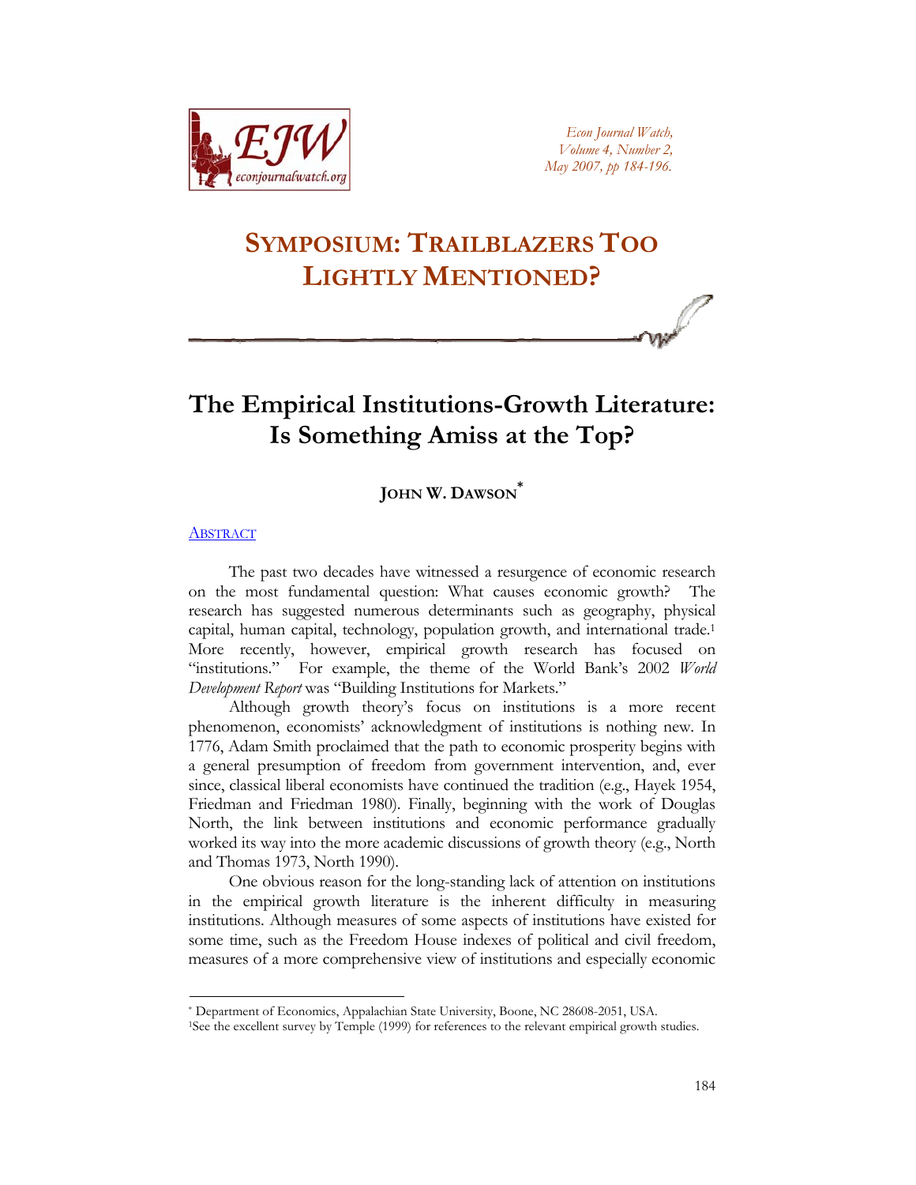# Symposium: Trailblazers Too Lightly Mentioned?

# The Empirical Institutions-Growth Literature: Is Something Amiss at the Top?

**John W. Dawson**[*]

Abstract

The past two decades have witnessed a resurgence of economic research on the most fundamental question: What causes economic growth? The research has suggested numerous determinants such as geography, physical capital, human capital, technology, population growth, and international trade.[1] More recently, however, empirical growth research has focused on "institutions." For example, the theme of the World Bank's 2002 *World Development Report* was "Building Institutions for Markets."

Although growth theory's focus on institutions is a more recent phenomenon, economists' acknowledgment of institutions is nothing new. In 1776, Adam Smith proclaimed that the path to economic prosperity begins with a general presumption of freedom from government intervention, and, ever since, classical liberal economists have continued the tradition (e.g., Hayek 1954, Friedman and Friedman 1980). Finally, beginning with the work of Douglas North, the link between institutions and economic performance gradually worked its way into the more academic discussions of growth theory (e.g., North and Thomas 1973, North 1990).

One obvious reason for the long-standing lack of attention on institutions in the empirical growth literature is the inherent difficulty in measuring institutions. Although measures of some aspects of institutions have existed for some time, such as the Freedom House indexes of political and civil freedom, measures of a more comprehensive view of institutions and especially economic

---

[*] Department of Economics, Appalachian State University, Boone, NC 28608-2051, USA.

[1] See the excellent survey by Temple (1999) for references to the relevant empirical growth studies.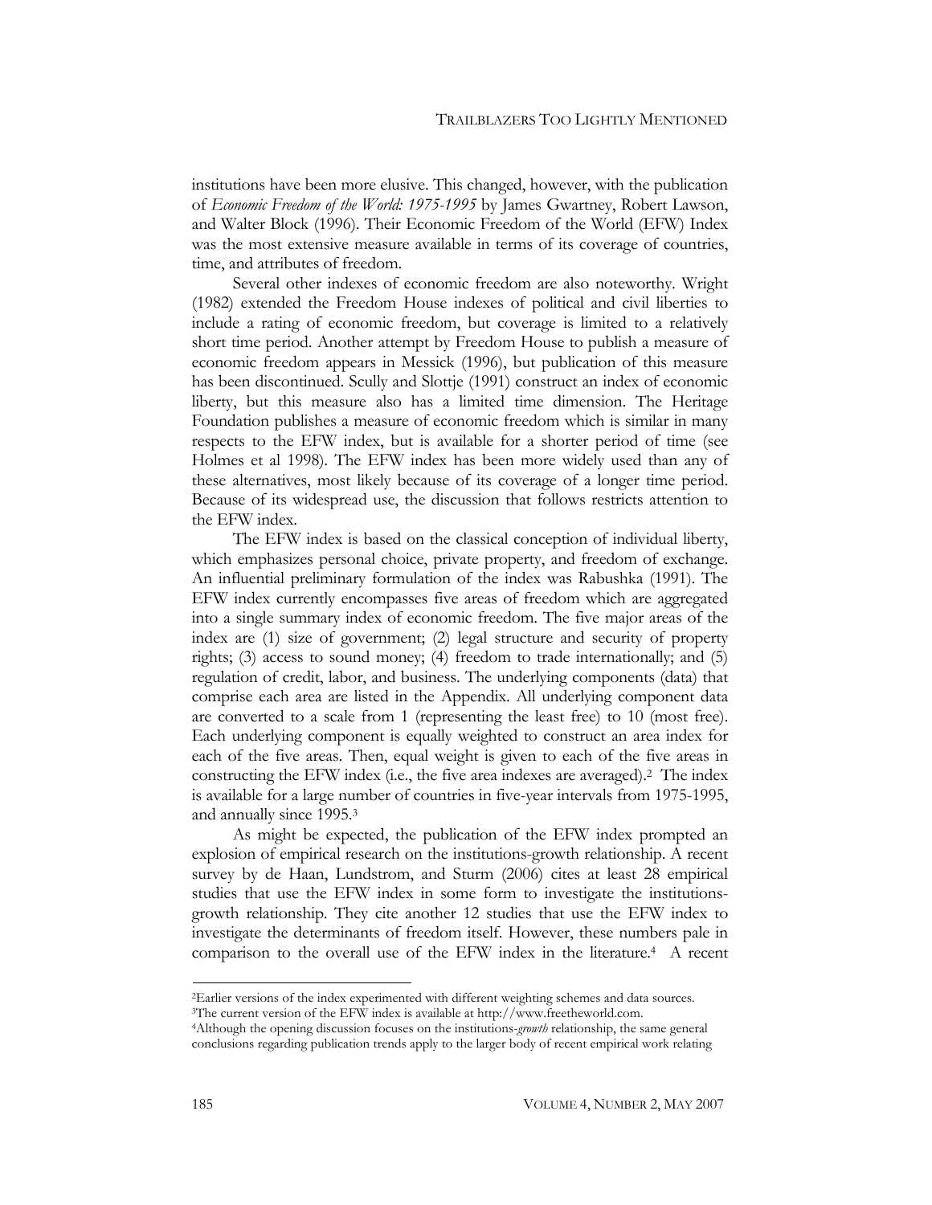institutions have been more elusive. This changed, however, with the publication of *Economic Freedom of the World: 1975-1995* by James Gwartney, Robert Lawson, and Walter Block (1996). Their Economic Freedom of the World (EFW) Index was the most extensive measure available in terms of its coverage of countries, time, and attributes of freedom.

Several other indexes of economic freedom are also noteworthy. Wright (1982) extended the Freedom House indexes of political and civil liberties to include a rating of economic freedom, but coverage is limited to a relatively short time period. Another attempt by Freedom House to publish a measure of economic freedom appears in Messick (1996), but publication of this measure has been discontinued. Scully and Slottje (1991) construct an index of economic liberty, but this measure also has a limited time dimension. The Heritage Foundation publishes a measure of economic freedom which is similar in many respects to the EFW index, but is available for a shorter period of time (see Holmes et al 1998). The EFW index has been more widely used than any of these alternatives, most likely because of its coverage of a longer time period. Because of its widespread use, the discussion that follows restricts attention to the EFW index.

The EFW index is based on the classical conception of individual liberty, which emphasizes personal choice, private property, and freedom of exchange. An influential preliminary formulation of the index was Rabushka (1991). The EFW index currently encompasses five areas of freedom which are aggregated into a single summary index of economic freedom. The five major areas of the index are (1) size of government; (2) legal structure and security of property rights; (3) access to sound money; (4) freedom to trade internationally; and (5) regulation of credit, labor, and business. The underlying components (data) that comprise each area are listed in the Appendix. All underlying component data are converted to a scale from 1 (representing the least free) to 10 (most free). Each underlying component is equally weighted to construct an area index for each of the five areas. Then, equal weight is given to each of the five areas in constructing the EFW index (i.e., the five area indexes are averaged).[2] The index is available for a large number of countries in five-year intervals from 1975-1995, and annually since 1995.[3]

As might be expected, the publication of the EFW index prompted an explosion of empirical research on the institutions-growth relationship. A recent survey by de Haan, Lundstrom, and Sturm (2006) cites at least 28 empirical studies that use the EFW index in some form to investigate the institutions-growth relationship. They cite another 12 studies that use the EFW index to investigate the determinants of freedom itself. However, these numbers pale in comparison to the overall use of the EFW index in the literature.[4] A recent

---

[2]Earlier versions of the index experimented with different weighting schemes and data sources.

[3]The current version of the EFW index is available at http://www.freetheworld.com.

[4]Although the opening discussion focuses on the institutions-*growth* relationship, the same general conclusions regarding publication trends apply to the larger body of recent empirical work relating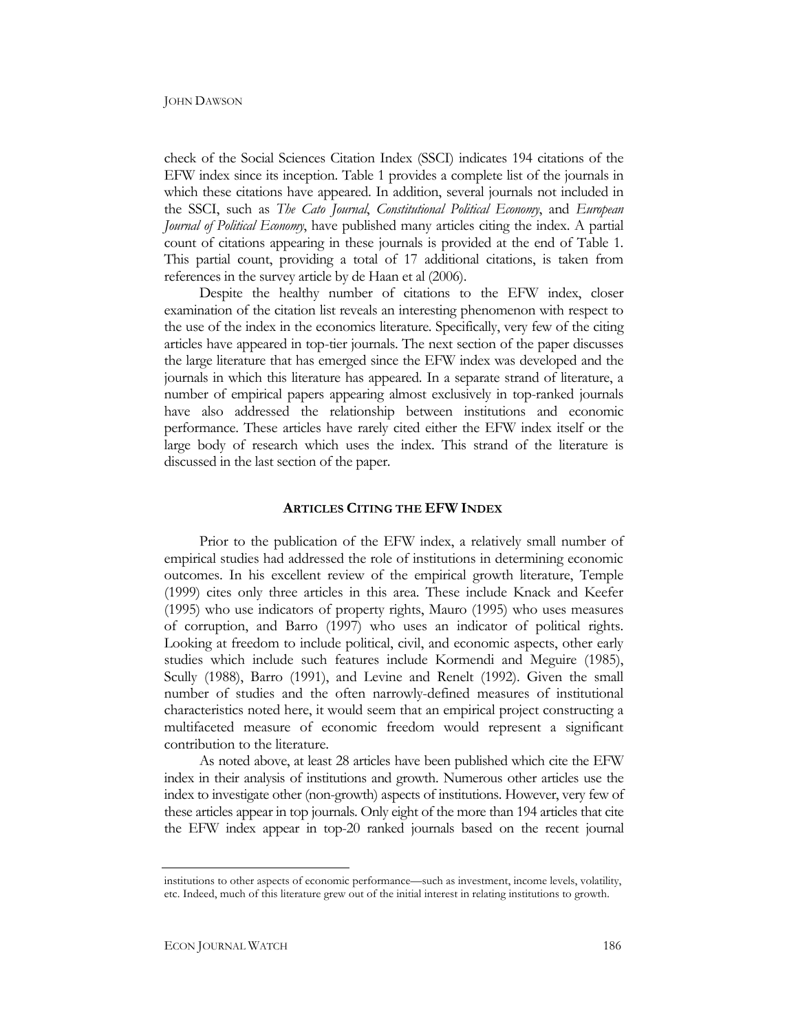check of the Social Sciences Citation Index (SSCI) indicates 194 citations of the EFW index since its inception. Table 1 provides a complete list of the journals in which these citations have appeared. In addition, several journals not included in the SSCI, such as *The Cato Journal*, *Constitutional Political Economy*, and *European Journal of Political Economy*, have published many articles citing the index. A partial count of citations appearing in these journals is provided at the end of Table 1. This partial count, providing a total of 17 additional citations, is taken from references in the survey article by de Haan et al (2006).

Despite the healthy number of citations to the EFW index, closer examination of the citation list reveals an interesting phenomenon with respect to the use of the index in the economics literature. Specifically, very few of the citing articles have appeared in top-tier journals. The next section of the paper discusses the large literature that has emerged since the EFW index was developed and the journals in which this literature has appeared. In a separate strand of literature, a number of empirical papers appearing almost exclusively in top-ranked journals have also addressed the relationship between institutions and economic performance. These articles have rarely cited either the EFW index itself or the large body of research which uses the index. This strand of the literature is discussed in the last section of the paper.

## ARTICLES CITING THE EFW INDEX

Prior to the publication of the EFW index, a relatively small number of empirical studies had addressed the role of institutions in determining economic outcomes. In his excellent review of the empirical growth literature, Temple (1999) cites only three articles in this area. These include Knack and Keefer (1995) who use indicators of property rights, Mauro (1995) who uses measures of corruption, and Barro (1997) who uses an indicator of political rights. Looking at freedom to include political, civil, and economic aspects, other early studies which include such features include Kormendi and Meguire (1985), Scully (1988), Barro (1991), and Levine and Renelt (1992). Given the small number of studies and the often narrowly-defined measures of institutional characteristics noted here, it would seem that an empirical project constructing a multifaceted measure of economic freedom would represent a significant contribution to the literature.

As noted above, at least 28 articles have been published which cite the EFW index in their analysis of institutions and growth. Numerous other articles use the index to investigate other (non-growth) aspects of institutions. However, very few of these articles appear in top journals. Only eight of the more than 194 articles that cite the EFW index appear in top-20 ranked journals based on the recent journal

---

institutions to other aspects of economic performance—such as investment, income levels, volatility, etc. Indeed, much of this literature grew out of the initial interest in relating institutions to growth.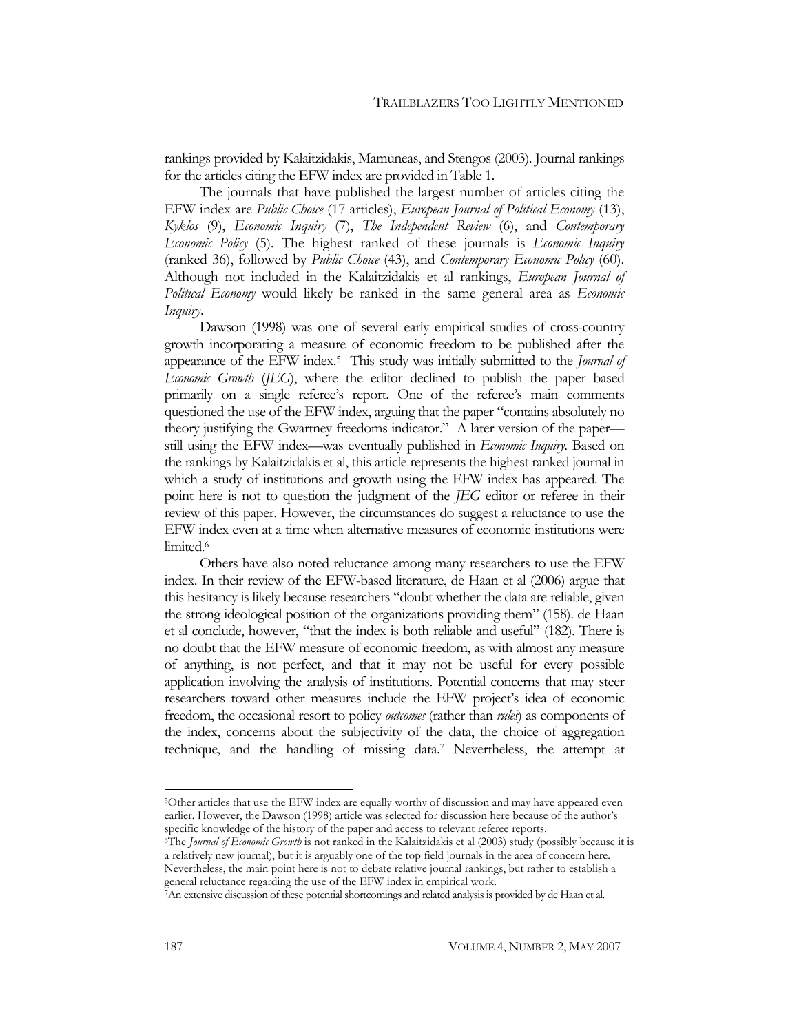rankings provided by Kalaitzidakis, Mamuneas, and Stengos (2003). Journal rankings for the articles citing the EFW index are provided in Table 1.

The journals that have published the largest number of articles citing the EFW index are *Public Choice* (17 articles), *European Journal of Political Economy* (13), *Kyklos* (9), *Economic Inquiry* (7), *The Independent Review* (6), and *Contemporary Economic Policy* (5). The highest ranked of these journals is *Economic Inquiry* (ranked 36), followed by *Public Choice* (43), and *Contemporary Economic Policy* (60). Although not included in the Kalaitzidakis et al rankings, *European Journal of Political Economy* would likely be ranked in the same general area as *Economic Inquiry*.

Dawson (1998) was one of several early empirical studies of cross-country growth incorporating a measure of economic freedom to be published after the appearance of the EFW index.[5] This study was initially submitted to the *Journal of Economic Growth* (*JEG*), where the editor declined to publish the paper based primarily on a single referee's report. One of the referee's main comments questioned the use of the EFW index, arguing that the paper "contains absolutely no theory justifying the Gwartney freedoms indicator." A later version of the paper—still using the EFW index—was eventually published in *Economic Inquiry*. Based on the rankings by Kalaitzidakis et al, this article represents the highest ranked journal in which a study of institutions and growth using the EFW index has appeared. The point here is not to question the judgment of the *JEG* editor or referee in their review of this paper. However, the circumstances do suggest a reluctance to use the EFW index even at a time when alternative measures of economic institutions were limited.[6]

Others have also noted reluctance among many researchers to use the EFW index. In their review of the EFW-based literature, de Haan et al (2006) argue that this hesitancy is likely because researchers "doubt whether the data are reliable, given the strong ideological position of the organizations providing them" (158). de Haan et al conclude, however, "that the index is both reliable and useful" (182). There is no doubt that the EFW measure of economic freedom, as with almost any measure of anything, is not perfect, and that it may not be useful for every possible application involving the analysis of institutions. Potential concerns that may steer researchers toward other measures include the EFW project's idea of economic freedom, the occasional resort to policy *outcomes* (rather than *rules*) as components of the index, concerns about the subjectivity of the data, the choice of aggregation technique, and the handling of missing data.[7] Nevertheless, the attempt at

[5]Other articles that use the EFW index are equally worthy of discussion and may have appeared even earlier. However, the Dawson (1998) article was selected for discussion here because of the author's specific knowledge of the history of the paper and access to relevant referee reports.

[6]The *Journal of Economic Growth* is not ranked in the Kalaitzidakis et al (2003) study (possibly because it is a relatively new journal), but it is arguably one of the top field journals in the area of concern here. Nevertheless, the main point here is not to debate relative journal rankings, but rather to establish a general reluctance regarding the use of the EFW index in empirical work.

[7]An extensive discussion of these potential shortcomings and related analysis is provided by de Haan et al.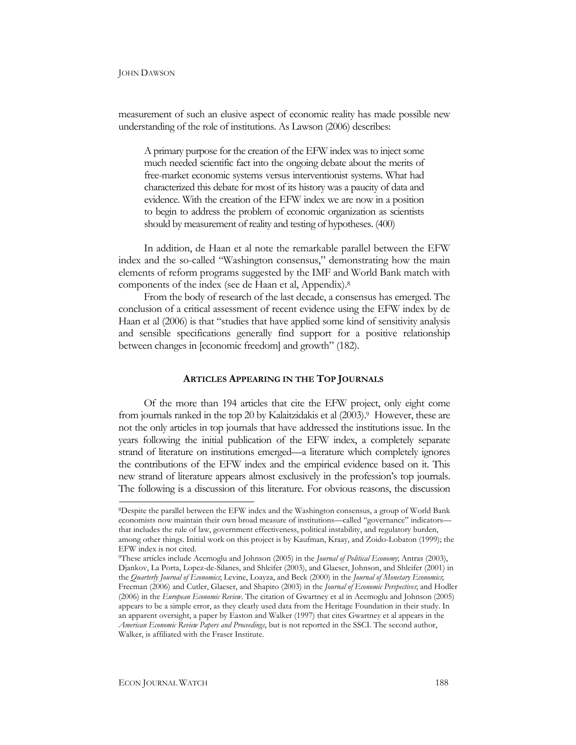measurement of such an elusive aspect of economic reality has made possible new understanding of the role of institutions. As Lawson (2006) describes:

> A primary purpose for the creation of the EFW index was to inject some much needed scientific fact into the ongoing debate about the merits of free-market economic systems versus interventionist systems. What had characterized this debate for most of its history was a paucity of data and evidence. With the creation of the EFW index we are now in a position to begin to address the problem of economic organization as scientists should by measurement of reality and testing of hypotheses. (400)

In addition, de Haan et al note the remarkable parallel between the EFW index and the so-called "Washington consensus," demonstrating how the main elements of reform programs suggested by the IMF and World Bank match with components of the index (see de Haan et al, Appendix).[8]

From the body of research of the last decade, a consensus has emerged. The conclusion of a critical assessment of recent evidence using the EFW index by de Haan et al (2006) is that "studies that have applied some kind of sensitivity analysis and sensible specifications generally find support for a positive relationship between changes in [economic freedom] and growth" (182).

## ARTICLES APPEARING IN THE TOP JOURNALS

Of the more than 194 articles that cite the EFW project, only eight come from journals ranked in the top 20 by Kalaitzidakis et al (2003).[9] However, these are not the only articles in top journals that have addressed the institutions issue. In the years following the initial publication of the EFW index, a completely separate strand of literature on institutions emerged—a literature which completely ignores the contributions of the EFW index and the empirical evidence based on it. This new strand of literature appears almost exclusively in the profession's top journals. The following is a discussion of this literature. For obvious reasons, the discussion

---

[8]Despite the parallel between the EFW index and the Washington consensus, a group of World Bank economists now maintain their own broad measure of institutions—called "governance" indicators—that includes the rule of law, government effectiveness, political instability, and regulatory burden, among other things. Initial work on this project is by Kaufman, Kraay, and Zoido-Lobaton (1999); the EFW index is not cited.

[9]These articles include Acemoglu and Johnson (2005) in the *Journal of Political Economy*; Antras (2003), Djankov, La Porta, Lopez-de-Silanes, and Shleifer (2003), and Glaeser, Johnson, and Shleifer (2001) in the *Quarterly Journal of Economics*; Levine, Loayza, and Beck (2000) in the *Journal of Monetary Economics*; Freeman (2006) and Cutler, Glaeser, and Shapiro (2003) in the *Journal of Economic Perspectives*; and Hodler (2006) in the *European Economic Review*. The citation of Gwartney et al in Acemoglu and Johnson (2005) appears to be a simple error, as they clearly used data from the Heritage Foundation in their study. In an apparent oversight, a paper by Easton and Walker (1997) that cites Gwartney et al appears in the *American Economic Review Papers and Proceedings*, but is not reported in the SSCI. The second author, Walker, is affiliated with the Fraser Institute.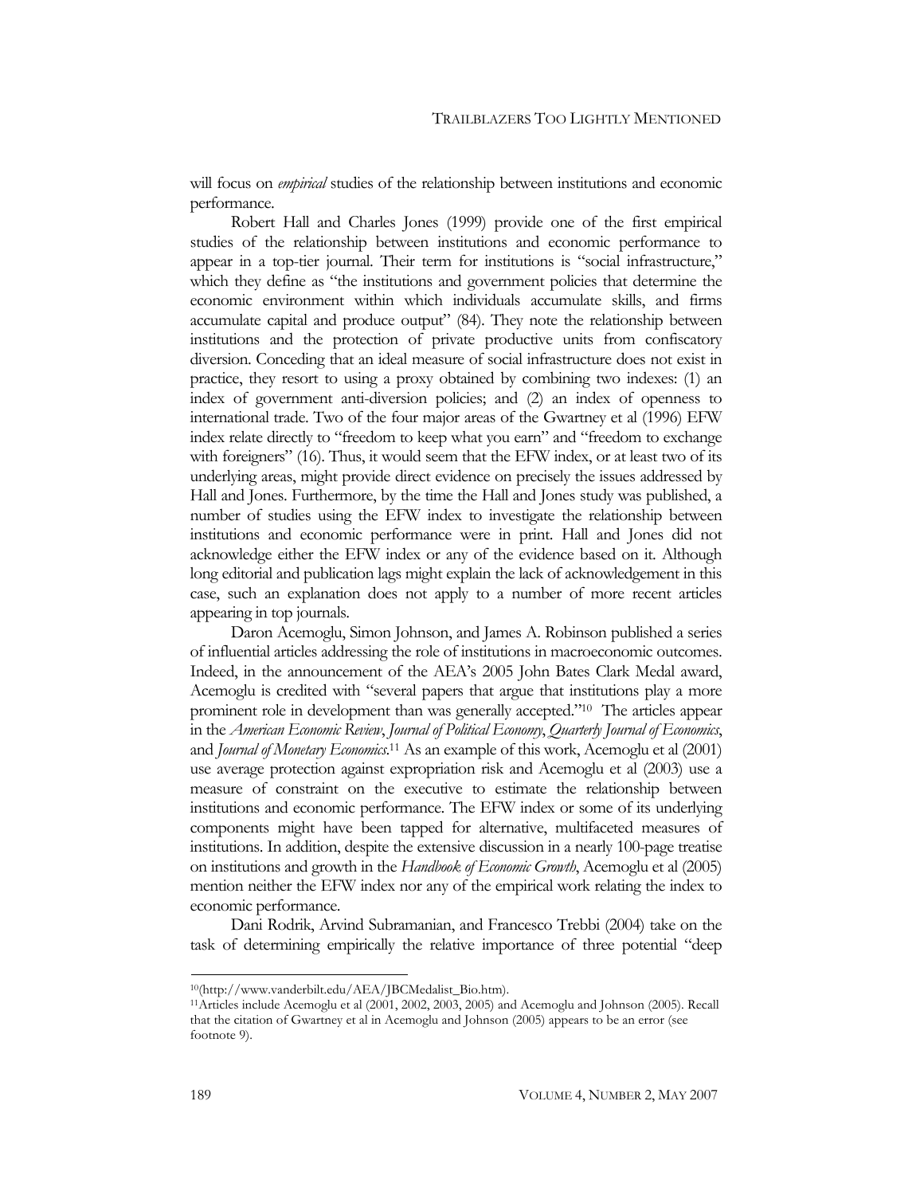will focus on *empirical* studies of the relationship between institutions and economic performance.

Robert Hall and Charles Jones (1999) provide one of the first empirical studies of the relationship between institutions and economic performance to appear in a top-tier journal. Their term for institutions is "social infrastructure," which they define as "the institutions and government policies that determine the economic environment within which individuals accumulate skills, and firms accumulate capital and produce output" (84). They note the relationship between institutions and the protection of private productive units from confiscatory diversion. Conceding that an ideal measure of social infrastructure does not exist in practice, they resort to using a proxy obtained by combining two indexes: (1) an index of government anti-diversion policies; and (2) an index of openness to international trade. Two of the four major areas of the Gwartney et al (1996) EFW index relate directly to "freedom to keep what you earn" and "freedom to exchange with foreigners" (16). Thus, it would seem that the EFW index, or at least two of its underlying areas, might provide direct evidence on precisely the issues addressed by Hall and Jones. Furthermore, by the time the Hall and Jones study was published, a number of studies using the EFW index to investigate the relationship between institutions and economic performance were in print. Hall and Jones did not acknowledge either the EFW index or any of the evidence based on it. Although long editorial and publication lags might explain the lack of acknowledgement in this case, such an explanation does not apply to a number of more recent articles appearing in top journals.

Daron Acemoglu, Simon Johnson, and James A. Robinson published a series of influential articles addressing the role of institutions in macroeconomic outcomes. Indeed, in the announcement of the AEA's 2005 John Bates Clark Medal award, Acemoglu is credited with "several papers that argue that institutions play a more prominent role in development than was generally accepted."[10] The articles appear in the *American Economic Review*, *Journal of Political Economy*, *Quarterly Journal of Economics*, and *Journal of Monetary Economics*.[11] As an example of this work, Acemoglu et al (2001) use average protection against expropriation risk and Acemoglu et al (2003) use a measure of constraint on the executive to estimate the relationship between institutions and economic performance. The EFW index or some of its underlying components might have been tapped for alternative, multifaceted measures of institutions. In addition, despite the extensive discussion in a nearly 100-page treatise on institutions and growth in the *Handbook of Economic Growth*, Acemoglu et al (2005) mention neither the EFW index nor any of the empirical work relating the index to economic performance.

Dani Rodrik, Arvind Subramanian, and Francesco Trebbi (2004) take on the task of determining empirically the relative importance of three potential "deep

---

[10](http://www.vanderbilt.edu/AEA/JBCMedalist_Bio.htm).

[11]Articles include Acemoglu et al (2001, 2002, 2003, 2005) and Acemoglu and Johnson (2005). Recall that the citation of Gwartney et al in Acemoglu and Johnson (2005) appears to be an error (see footnote 9).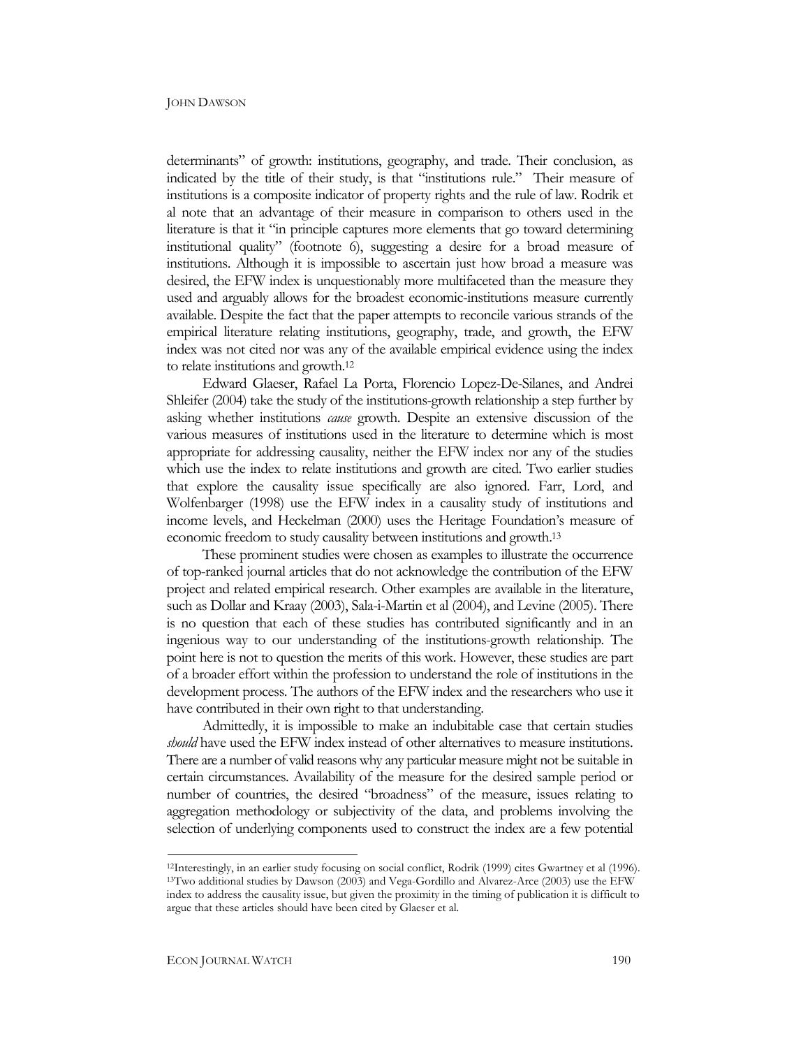determinants" of growth: institutions, geography, and trade. Their conclusion, as indicated by the title of their study, is that "institutions rule." Their measure of institutions is a composite indicator of property rights and the rule of law. Rodrik et al note that an advantage of their measure in comparison to others used in the literature is that it "in principle captures more elements that go toward determining institutional quality" (footnote 6), suggesting a desire for a broad measure of institutions. Although it is impossible to ascertain just how broad a measure was desired, the EFW index is unquestionably more multifaceted than the measure they used and arguably allows for the broadest economic-institutions measure currently available. Despite the fact that the paper attempts to reconcile various strands of the empirical literature relating institutions, geography, trade, and growth, the EFW index was not cited nor was any of the available empirical evidence using the index to relate institutions and growth.[12]

Edward Glaeser, Rafael La Porta, Florencio Lopez-De-Silanes, and Andrei Shleifer (2004) take the study of the institutions-growth relationship a step further by asking whether institutions *cause* growth. Despite an extensive discussion of the various measures of institutions used in the literature to determine which is most appropriate for addressing causality, neither the EFW index nor any of the studies which use the index to relate institutions and growth are cited. Two earlier studies that explore the causality issue specifically are also ignored. Farr, Lord, and Wolfenbarger (1998) use the EFW index in a causality study of institutions and income levels, and Heckelman (2000) uses the Heritage Foundation's measure of economic freedom to study causality between institutions and growth.[13]

These prominent studies were chosen as examples to illustrate the occurrence of top-ranked journal articles that do not acknowledge the contribution of the EFW project and related empirical research. Other examples are available in the literature, such as Dollar and Kraay (2003), Sala-i-Martin et al (2004), and Levine (2005). There is no question that each of these studies has contributed significantly and in an ingenious way to our understanding of the institutions-growth relationship. The point here is not to question the merits of this work. However, these studies are part of a broader effort within the profession to understand the role of institutions in the development process. The authors of the EFW index and the researchers who use it have contributed in their own right to that understanding.

Admittedly, it is impossible to make an indubitable case that certain studies *should* have used the EFW index instead of other alternatives to measure institutions. There are a number of valid reasons why any particular measure might not be suitable in certain circumstances. Availability of the measure for the desired sample period or number of countries, the desired "broadness" of the measure, issues relating to aggregation methodology or subjectivity of the data, and problems involving the selection of underlying components used to construct the index are a few potential

---

[12] Interestingly, in an earlier study focusing on social conflict, Rodrik (1999) cites Gwartney et al (1996).

[13] Two additional studies by Dawson (2003) and Vega-Gordillo and Alvarez-Arce (2003) use the EFW index to address the causality issue, but given the proximity in the timing of publication it is difficult to argue that these articles should have been cited by Glaeser et al.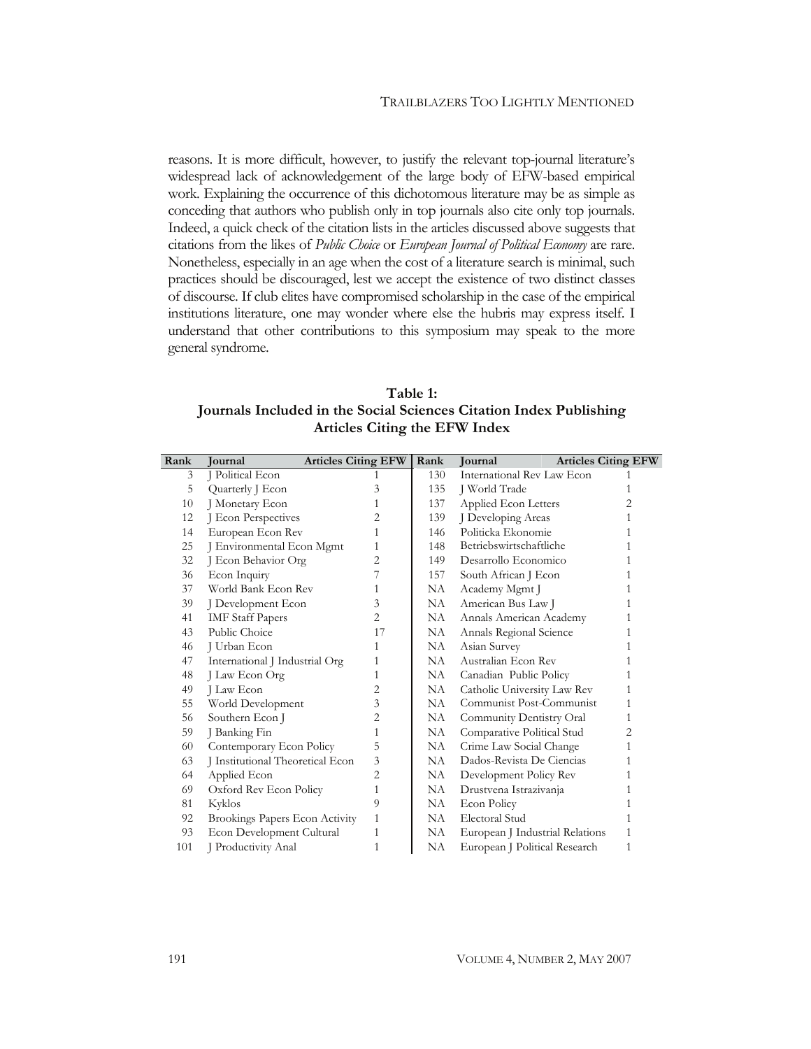reasons. It is more difficult, however, to justify the relevant top-journal literature's widespread lack of acknowledgement of the large body of EFW-based empirical work. Explaining the occurrence of this dichotomous literature may be as simple as conceding that authors who publish only in top journals also cite only top journals. Indeed, a quick check of the citation lists in the articles discussed above suggests that citations from the likes of *Public Choice* or *European Journal of Political Economy* are rare. Nonetheless, especially in an age when the cost of a literature search is minimal, such practices should be discouraged, lest we accept the existence of two distinct classes of discourse. If club elites have compromised scholarship in the case of the empirical institutions literature, one may wonder where else the hubris may express itself. I understand that other contributions to this symposium may speak to the more general syndrome.

**Table 1: Journals Included in the Social Sciences Citation Index Publishing Articles Citing the EFW Index**

| Rank | Journal | Articles Citing EFW | Rank | Journal | Articles Citing EFW |
|---|---|---|---|---|---|
| 3 | J Political Econ | 1 | 130 | International Rev Law Econ | 1 |
| 5 | Quarterly J Econ | 3 | 135 | J World Trade | 1 |
| 10 | J Monetary Econ | 1 | 137 | Applied Econ Letters | 2 |
| 12 | J Econ Perspectives | 2 | 139 | J Developing Areas | 1 |
| 14 | European Econ Rev | 1 | 146 | Politicka Ekonomie | 1 |
| 25 | J Environmental Econ Mgmt | 1 | 148 | Betriebswirtschaftliche | 1 |
| 32 | J Econ Behavior Org | 2 | 149 | Desarrollo Economico | 1 |
| 36 | Econ Inquiry | 7 | 157 | South African J Econ | 1 |
| 37 | World Bank Econ Rev | 1 | NA | Academy Mgmt J | 1 |
| 39 | J Development Econ | 3 | NA | American Bus Law J | 1 |
| 41 | IMF Staff Papers | 2 | NA | Annals American Academy | 1 |
| 43 | Public Choice | 17 | NA | Annals Regional Science | 1 |
| 46 | J Urban Econ | 1 | NA | Asian Survey | 1 |
| 47 | International J Industrial Org | 1 | NA | Australian Econ Rev | 1 |
| 48 | J Law Econ Org | 1 | NA | Canadian Public Policy | 1 |
| 49 | J Law Econ | 2 | NA | Catholic University Law Rev | 1 |
| 55 | World Development | 3 | NA | Communist Post-Communist | 1 |
| 56 | Southern Econ J | 2 | NA | Community Dentistry Oral | 1 |
| 59 | J Banking Fin | 1 | NA | Comparative Political Stud | 2 |
| 60 | Contemporary Econ Policy | 5 | NA | Crime Law Social Change | 1 |
| 63 | J Institutional Theoretical Econ | 3 | NA | Dados-Revista De Ciencias | 1 |
| 64 | Applied Econ | 2 | NA | Development Policy Rev | 1 |
| 69 | Oxford Rev Econ Policy | 1 | NA | Drustvena Istrazivanja | 1 |
| 81 | Kyklos | 9 | NA | Econ Policy | 1 |
| 92 | Brookings Papers Econ Activity | 1 | NA | Electoral Stud | 1 |
| 93 | Econ Development Cultural | 1 | NA | European J Industrial Relations | 1 |
| 101 | J Productivity Anal | 1 | NA | European J Political Research | 1 |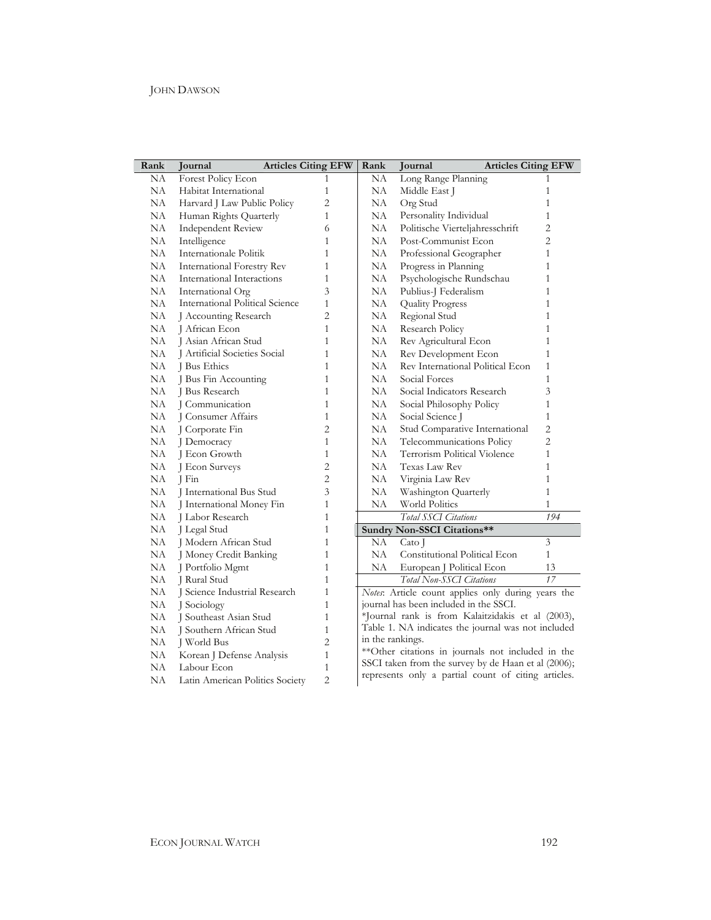| Rank | Journal | Articles Citing EFW |
|---|---|---|
| NA | Forest Policy Econ | 1 |
| NA | Habitat International | 1 |
| NA | Harvard J Law Public Policy | 2 |
| NA | Human Rights Quarterly | 1 |
| NA | Independent Review | 6 |
| NA | Intelligence | 1 |
| NA | Internationale Politik | 1 |
| NA | International Forestry Rev | 1 |
| NA | International Interactions | 1 |
| NA | International Org | 3 |
| NA | International Political Science | 1 |
| NA | J Accounting Research | 2 |
| NA | J African Econ | 1 |
| NA | J Asian African Stud | 1 |
| NA | J Artificial Societies Social | 1 |
| NA | J Bus Ethics | 1 |
| NA | J Bus Fin Accounting | 1 |
| NA | J Bus Research | 1 |
| NA | J Communication | 1 |
| NA | J Consumer Affairs | 1 |
| NA | J Corporate Fin | 2 |
| NA | J Democracy | 1 |
| NA | J Econ Growth | 1 |
| NA | J Econ Surveys | 2 |
| NA | J Fin | 2 |
| NA | J International Bus Stud | 3 |
| NA | J International Money Fin | 1 |
| NA | J Labor Research | 1 |
| NA | J Legal Stud | 1 |
| NA | J Modern African Stud | 1 |
| NA | J Money Credit Banking | 1 |
| NA | J Portfolio Mgmt | 1 |
| NA | J Rural Stud | 1 |
| NA | J Science Industrial Research | 1 |
| NA | J Sociology | 1 |
| NA | J Southeast Asian Stud | 1 |
| NA | J Southern African Stud | 1 |
| NA | J World Bus | 2 |
| NA | Korean J Defense Analysis | 1 |
| NA | Labour Econ | 1 |
| NA | Latin American Politics Society | 2 |
| NA | Long Range Planning | 1 |
| NA | Middle East J | 1 |
| NA | Org Stud | 1 |
| NA | Personality Individual | 1 |
| NA | Politische Vierteljahresschrift | 2 |
| NA | Post-Communist Econ | 2 |
| NA | Professional Geographer | 1 |
| NA | Progress in Planning | 1 |
| NA | Psychologische Rundschau | 1 |
| NA | Publius-J Federalism | 1 |
| NA | Quality Progress | 1 |
| NA | Regional Stud | 1 |
| NA | Research Policy | 1 |
| NA | Rev Agricultural Econ | 1 |
| NA | Rev Development Econ | 1 |
| NA | Rev International Political Econ | 1 |
| NA | Social Forces | 1 |
| NA | Social Indicators Research | 3 |
| NA | Social Philosophy Policy | 1 |
| NA | Social Science J | 1 |
| NA | Stud Comparative International | 2 |
| NA | Telecommunications Policy | 2 |
| NA | Terrorism Political Violence | 1 |
| NA | Texas Law Rev | 1 |
| NA | Virginia Law Rev | 1 |
| NA | Washington Quarterly | 1 |
| NA | World Politics | 1 |
| | *Total SSCI Citations* | *194* |
| **Sundry Non-SSCI Citations**** | | |
| NA | Cato J | 3 |
| NA | Constitutional Political Econ | 1 |
| NA | European J Political Econ | 13 |
| | *Total Non-SSCI Citations* | *17* |

*Notes*: Article count applies only during years the journal has been included in the SSCI.
*Journal rank is from Kalaitzidakis et al (2003), Table 1. NA indicates the journal was not included in the rankings.
**Other citations in journals not included in the SSCI taken from the survey by de Haan et al (2006); represents only a partial count of citing articles.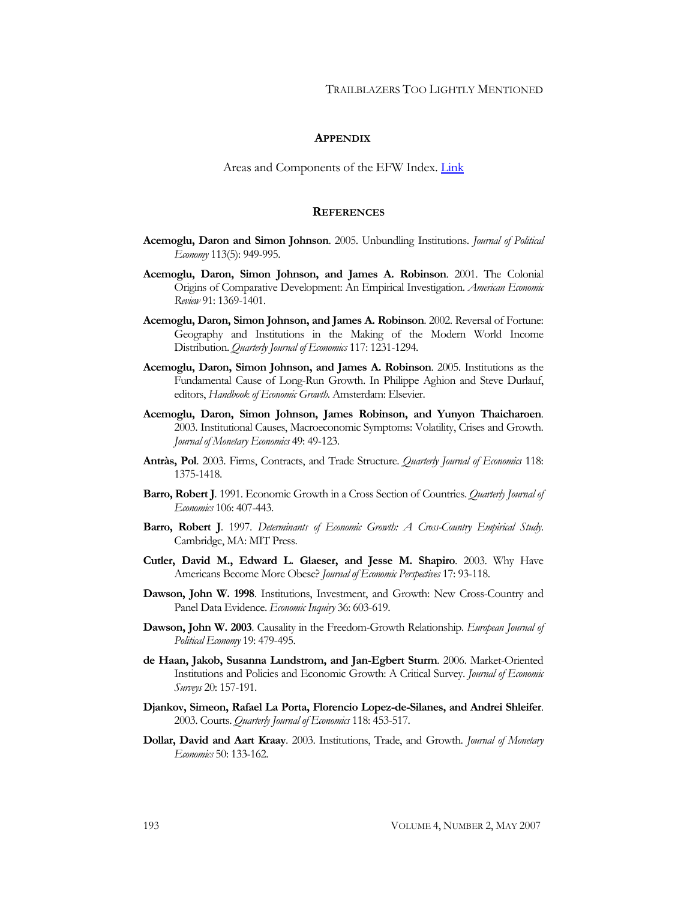## Appendix

Areas and Components of the EFW Index. Link

## References

**Acemoglu, Daron and Simon Johnson**. 2005. Unbundling Institutions. *Journal of Political Economy* 113(5): 949-995.

**Acemoglu, Daron, Simon Johnson, and James A. Robinson**. 2001. The Colonial Origins of Comparative Development: An Empirical Investigation. *American Economic Review* 91: 1369-1401.

**Acemoglu, Daron, Simon Johnson, and James A. Robinson**. 2002. Reversal of Fortune: Geography and Institutions in the Making of the Modern World Income Distribution. *Quarterly Journal of Economics* 117: 1231-1294.

**Acemoglu, Daron, Simon Johnson, and James A. Robinson**. 2005. Institutions as the Fundamental Cause of Long-Run Growth. In Philippe Aghion and Steve Durlauf, editors, *Handbook of Economic Growth*. Amsterdam: Elsevier.

**Acemoglu, Daron, Simon Johnson, James Robinson, and Yunyon Thaicharoen**. 2003. Institutional Causes, Macroeconomic Symptoms: Volatility, Crises and Growth. *Journal of Monetary Economics* 49: 49-123.

**Antràs, Pol**. 2003. Firms, Contracts, and Trade Structure. *Quarterly Journal of Economics* 118: 1375-1418.

**Barro, Robert J**. 1991. Economic Growth in a Cross Section of Countries. *Quarterly Journal of Economics* 106: 407-443.

**Barro, Robert J**. 1997. *Determinants of Economic Growth: A Cross-Country Empirical Study*. Cambridge, MA: MIT Press.

**Cutler, David M., Edward L. Glaeser, and Jesse M. Shapiro**. 2003. Why Have Americans Become More Obese? *Journal of Economic Perspectives* 17: 93-118.

**Dawson, John W. 1998**. Institutions, Investment, and Growth: New Cross-Country and Panel Data Evidence. *Economic Inquiry* 36: 603-619.

**Dawson, John W. 2003**. Causality in the Freedom-Growth Relationship. *European Journal of Political Economy* 19: 479-495.

**de Haan, Jakob, Susanna Lundstrom, and Jan-Egbert Sturm**. 2006. Market-Oriented Institutions and Policies and Economic Growth: A Critical Survey. *Journal of Economic Surveys* 20: 157-191.

**Djankov, Simeon, Rafael La Porta, Florencio Lopez-de-Silanes, and Andrei Shleifer**. 2003. Courts. *Quarterly Journal of Economics* 118: 453-517.

**Dollar, David and Aart Kraay**. 2003. Institutions, Trade, and Growth. *Journal of Monetary Economics* 50: 133-162.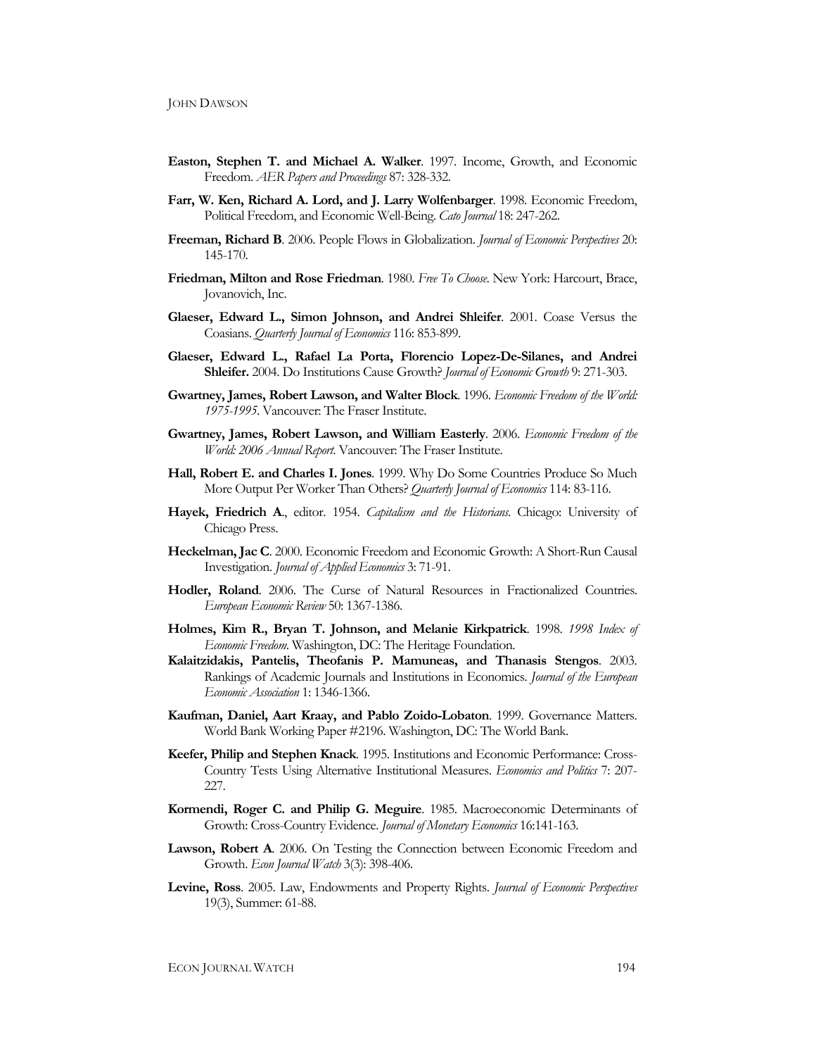**Easton, Stephen T. and Michael A. Walker**. 1997. Income, Growth, and Economic Freedom. *AER Papers and Proceedings* 87: 328-332.

**Farr, W. Ken, Richard A. Lord, and J. Larry Wolfenbarger**. 1998. Economic Freedom, Political Freedom, and Economic Well-Being. *Cato Journal* 18: 247-262.

**Freeman, Richard B**. 2006. People Flows in Globalization. *Journal of Economic Perspectives* 20: 145-170.

**Friedman, Milton and Rose Friedman**. 1980. *Free To Choose*. New York: Harcourt, Brace, Jovanovich, Inc.

**Glaeser, Edward L., Simon Johnson, and Andrei Shleifer**. 2001. Coase Versus the Coasians. *Quarterly Journal of Economics* 116: 853-899.

**Glaeser, Edward L., Rafael La Porta, Florencio Lopez-De-Silanes, and Andrei Shleifer.** 2004. Do Institutions Cause Growth? *Journal of Economic Growth* 9: 271-303.

**Gwartney, James, Robert Lawson, and Walter Block**. 1996. *Economic Freedom of the World: 1975-1995*. Vancouver: The Fraser Institute.

**Gwartney, James, Robert Lawson, and William Easterly**. 2006. *Economic Freedom of the World: 2006 Annual Report*. Vancouver: The Fraser Institute.

**Hall, Robert E. and Charles I. Jones**. 1999. Why Do Some Countries Produce So Much More Output Per Worker Than Others? *Quarterly Journal of Economics* 114: 83-116.

**Hayek, Friedrich A**., editor. 1954. *Capitalism and the Historians*. Chicago: University of Chicago Press.

**Heckelman, Jac C**. 2000. Economic Freedom and Economic Growth: A Short-Run Causal Investigation. *Journal of Applied Economics* 3: 71-91.

**Hodler, Roland**. 2006. The Curse of Natural Resources in Fractionalized Countries. *European Economic Review* 50: 1367-1386.

**Holmes, Kim R., Bryan T. Johnson, and Melanie Kirkpatrick**. 1998. *1998 Index of Economic Freedom*. Washington, DC: The Heritage Foundation.

**Kalaitzidakis, Pantelis, Theofanis P. Mamuneas, and Thanasis Stengos**. 2003. Rankings of Academic Journals and Institutions in Economics. *Journal of the European Economic Association* 1: 1346-1366.

**Kaufman, Daniel, Aart Kraay, and Pablo Zoido-Lobaton**. 1999. Governance Matters. World Bank Working Paper #2196. Washington, DC: The World Bank.

**Keefer, Philip and Stephen Knack**. 1995. Institutions and Economic Performance: Cross-Country Tests Using Alternative Institutional Measures. *Economics and Politics* 7: 207-227.

**Kormendi, Roger C. and Philip G. Meguire**. 1985. Macroeconomic Determinants of Growth: Cross-Country Evidence. *Journal of Monetary Economics* 16:141-163.

**Lawson, Robert A**. 2006. On Testing the Connection between Economic Freedom and Growth. *Econ Journal Watch* 3(3): 398-406.

**Levine, Ross**. 2005. Law, Endowments and Property Rights. *Journal of Economic Perspectives* 19(3), Summer: 61-88.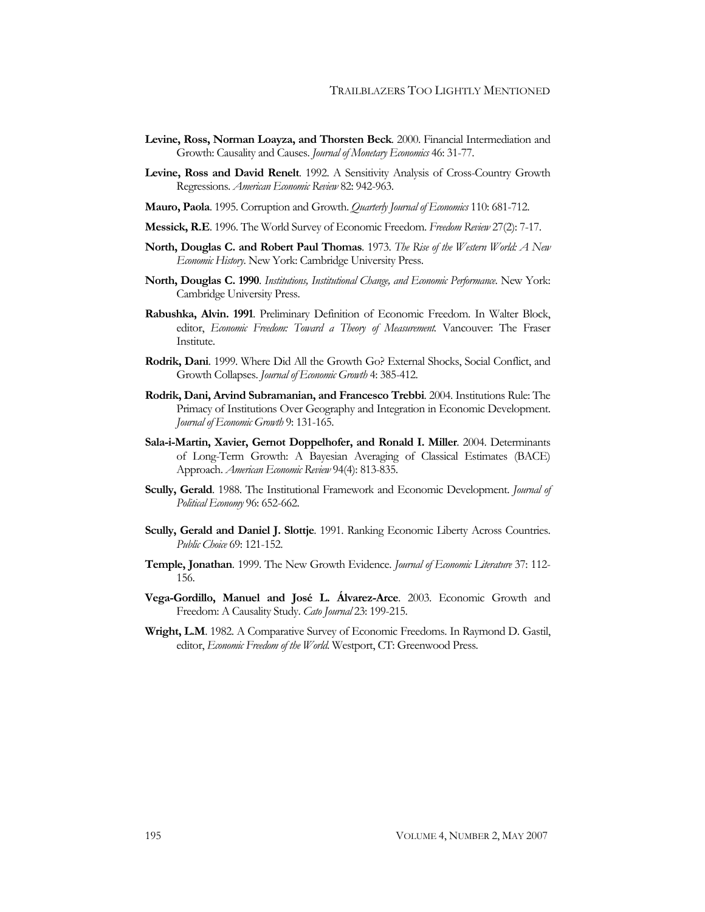**Levine, Ross, Norman Loayza, and Thorsten Beck**. 2000. Financial Intermediation and Growth: Causality and Causes. *Journal of Monetary Economics* 46: 31-77.

**Levine, Ross and David Renelt**. 1992. A Sensitivity Analysis of Cross-Country Growth Regressions. *American Economic Review* 82: 942-963.

**Mauro, Paola**. 1995. Corruption and Growth. *Quarterly Journal of Economics* 110: 681-712.

**Messick, R.E**. 1996. The World Survey of Economic Freedom. *Freedom Review* 27(2): 7-17.

**North, Douglas C. and Robert Paul Thomas**. 1973. *The Rise of the Western World: A New Economic History*. New York: Cambridge University Press.

**North, Douglas C. 1990**. *Institutions, Institutional Change, and Economic Performance*. New York: Cambridge University Press.

**Rabushka, Alvin. 1991**. Preliminary Definition of Economic Freedom. In Walter Block, editor, *Economic Freedom: Toward a Theory of Measurement.* Vancouver: The Fraser Institute.

**Rodrik, Dani**. 1999. Where Did All the Growth Go? External Shocks, Social Conflict, and Growth Collapses. *Journal of Economic Growth* 4: 385-412.

**Rodrik, Dani, Arvind Subramanian, and Francesco Trebbi**. 2004. Institutions Rule: The Primacy of Institutions Over Geography and Integration in Economic Development. *Journal of Economic Growth* 9: 131-165.

**Sala-i-Martin, Xavier, Gernot Doppelhofer, and Ronald I. Miller**. 2004. Determinants of Long-Term Growth: A Bayesian Averaging of Classical Estimates (BACE) Approach. *American Economic Review* 94(4): 813-835.

**Scully, Gerald**. 1988. The Institutional Framework and Economic Development. *Journal of Political Economy* 96: 652-662.

**Scully, Gerald and Daniel J. Slottje**. 1991. Ranking Economic Liberty Across Countries. *Public Choice* 69: 121-152.

**Temple, Jonathan**. 1999. The New Growth Evidence. *Journal of Economic Literature* 37: 112-156.

**Vega-Gordillo, Manuel and José L. Álvarez-Arce**. 2003. Economic Growth and Freedom: A Causality Study. *Cato Journal* 23: 199-215.

**Wright, L.M**. 1982. A Comparative Survey of Economic Freedoms. In Raymond D. Gastil, editor, *Economic Freedom of the World*. Westport, CT: Greenwood Press.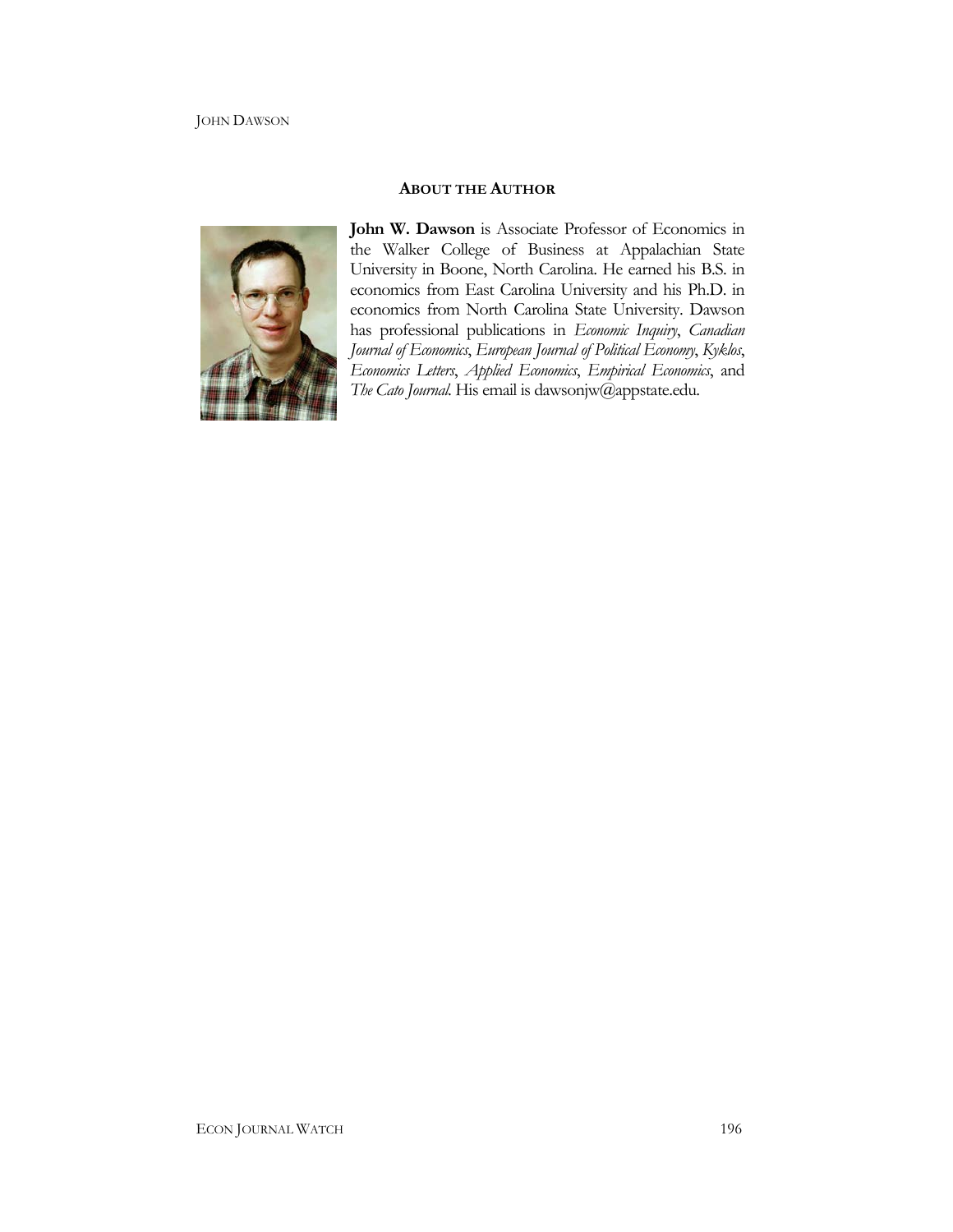**ABOUT THE AUTHOR**

**John W. Dawson** is Associate Professor of Economics in the Walker College of Business at Appalachian State University in Boone, North Carolina. He earned his B.S. in economics from East Carolina University and his Ph.D. in economics from North Carolina State University. Dawson has professional publications in *Economic Inquiry*, *Canadian Journal of Economics*, *European Journal of Political Economy*, *Kyklos*, *Economics Letters*, *Applied Economics*, *Empirical Economics*, and *The Cato Journal*. His email is dawsonjw@appstate.edu.